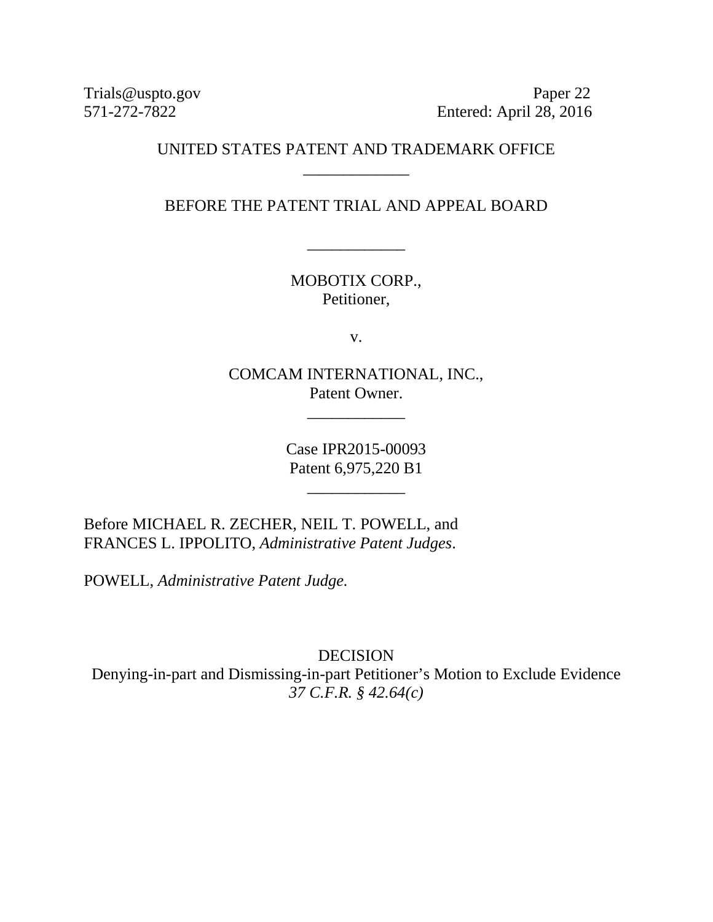Trials@uspto.gov
571-272-7822

Paper 22
Entered: April 28, 2016

UNITED STATES PATENT AND TRADEMARK OFFICE

\_\_\_\_\_\_\_\_\_\_\_\_

BEFORE THE PATENT TRIAL AND APPEAL BOARD

\_\_\_\_\_\_\_\_\_\_\_\_

MOBOTIX CORP.,
Petitioner,

v.

COMCAM INTERNATIONAL, INC.,
Patent Owner.

\_\_\_\_\_\_\_\_\_\_\_\_

Case IPR2015-00093
Patent 6,975,220 B1

\_\_\_\_\_\_\_\_\_\_\_\_

Before MICHAEL R. ZECHER, NEIL T. POWELL, and FRANCES L. IPPOLITO, *Administrative Patent Judges*.

POWELL, *Administrative Patent Judge*.

DECISION
Denying-in-part and Dismissing-in-part Petitioner's Motion to Exclude Evidence
*37 C.F.R. § 42.64(c)*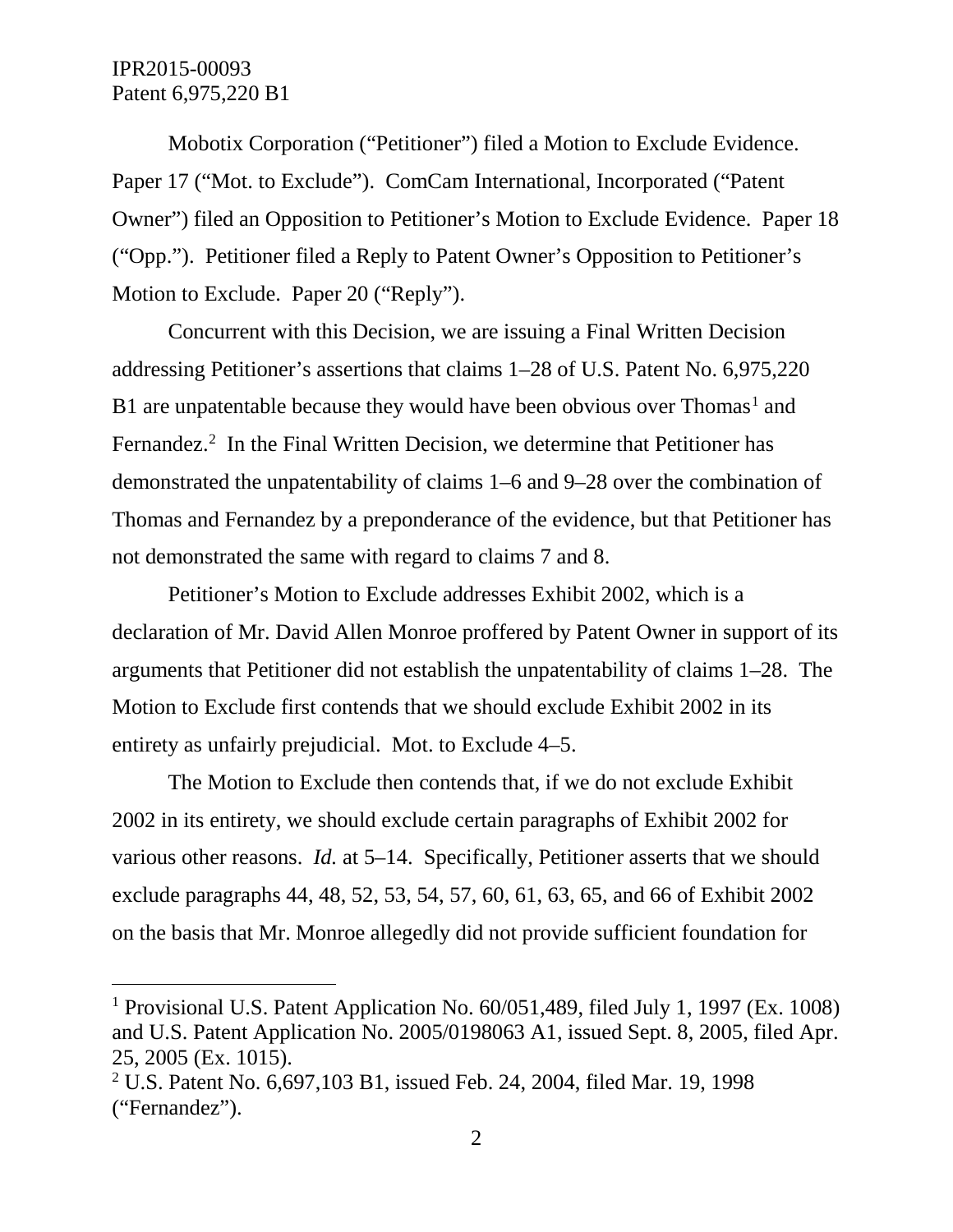Mobotix Corporation ("Petitioner") filed a Motion to Exclude Evidence. Paper 17 ("Mot. to Exclude"). ComCam International, Incorporated ("Patent Owner") filed an Opposition to Petitioner's Motion to Exclude Evidence. Paper 18 ("Opp."). Petitioner filed a Reply to Patent Owner's Opposition to Petitioner's Motion to Exclude. Paper 20 ("Reply").

Concurrent with this Decision, we are issuing a Final Written Decision addressing Petitioner's assertions that claims 1–28 of U.S. Patent No. 6,975,220 B1 are unpatentable because they would have been obvious over Thomas[1] and Fernandez.[2] In the Final Written Decision, we determine that Petitioner has demonstrated the unpatentability of claims 1–6 and 9–28 over the combination of Thomas and Fernandez by a preponderance of the evidence, but that Petitioner has not demonstrated the same with regard to claims 7 and 8.

Petitioner's Motion to Exclude addresses Exhibit 2002, which is a declaration of Mr. David Allen Monroe proffered by Patent Owner in support of its arguments that Petitioner did not establish the unpatentability of claims 1–28. The Motion to Exclude first contends that we should exclude Exhibit 2002 in its entirety as unfairly prejudicial. Mot. to Exclude 4–5.

The Motion to Exclude then contends that, if we do not exclude Exhibit 2002 in its entirety, we should exclude certain paragraphs of Exhibit 2002 for various other reasons. *Id.* at 5–14. Specifically, Petitioner asserts that we should exclude paragraphs 44, 48, 52, 53, 54, 57, 60, 61, 63, 65, and 66 of Exhibit 2002 on the basis that Mr. Monroe allegedly did not provide sufficient foundation for

---

[1] Provisional U.S. Patent Application No. 60/051,489, filed July 1, 1997 (Ex. 1008) and U.S. Patent Application No. 2005/0198063 A1, issued Sept. 8, 2005, filed Apr. 25, 2005 (Ex. 1015).

[2] U.S. Patent No. 6,697,103 B1, issued Feb. 24, 2004, filed Mar. 19, 1998 ("Fernandez").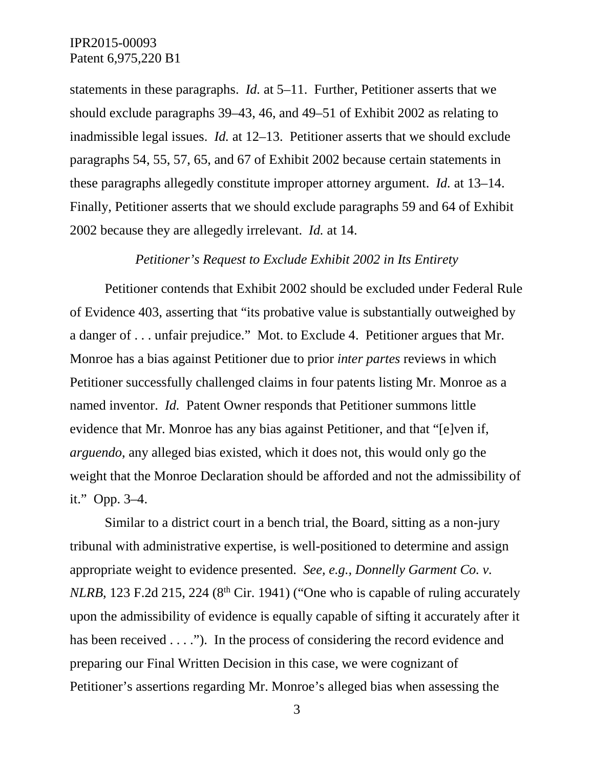statements in these paragraphs. *Id.* at 5–11. Further, Petitioner asserts that we should exclude paragraphs 39–43, 46, and 49–51 of Exhibit 2002 as relating to inadmissible legal issues. *Id.* at 12–13. Petitioner asserts that we should exclude paragraphs 54, 55, 57, 65, and 67 of Exhibit 2002 because certain statements in these paragraphs allegedly constitute improper attorney argument. *Id.* at 13–14. Finally, Petitioner asserts that we should exclude paragraphs 59 and 64 of Exhibit 2002 because they are allegedly irrelevant. *Id.* at 14.

*Petitioner's Request to Exclude Exhibit 2002 in Its Entirety*

Petitioner contends that Exhibit 2002 should be excluded under Federal Rule of Evidence 403, asserting that "its probative value is substantially outweighed by a danger of . . . unfair prejudice." Mot. to Exclude 4. Petitioner argues that Mr. Monroe has a bias against Petitioner due to prior *inter partes* reviews in which Petitioner successfully challenged claims in four patents listing Mr. Monroe as a named inventor. *Id.* Patent Owner responds that Petitioner summons little evidence that Mr. Monroe has any bias against Petitioner, and that "[e]ven if, *arguendo*, any alleged bias existed, which it does not, this would only go the weight that the Monroe Declaration should be afforded and not the admissibility of it." Opp. 3–4.

Similar to a district court in a bench trial, the Board, sitting as a non-jury tribunal with administrative expertise, is well-positioned to determine and assign appropriate weight to evidence presented. *See, e.g., Donnelly Garment Co. v. NLRB*, 123 F.2d 215, 224 (8th Cir. 1941) ("One who is capable of ruling accurately upon the admissibility of evidence is equally capable of sifting it accurately after it has been received . . . ."). In the process of considering the record evidence and preparing our Final Written Decision in this case, we were cognizant of Petitioner's assertions regarding Mr. Monroe's alleged bias when assessing the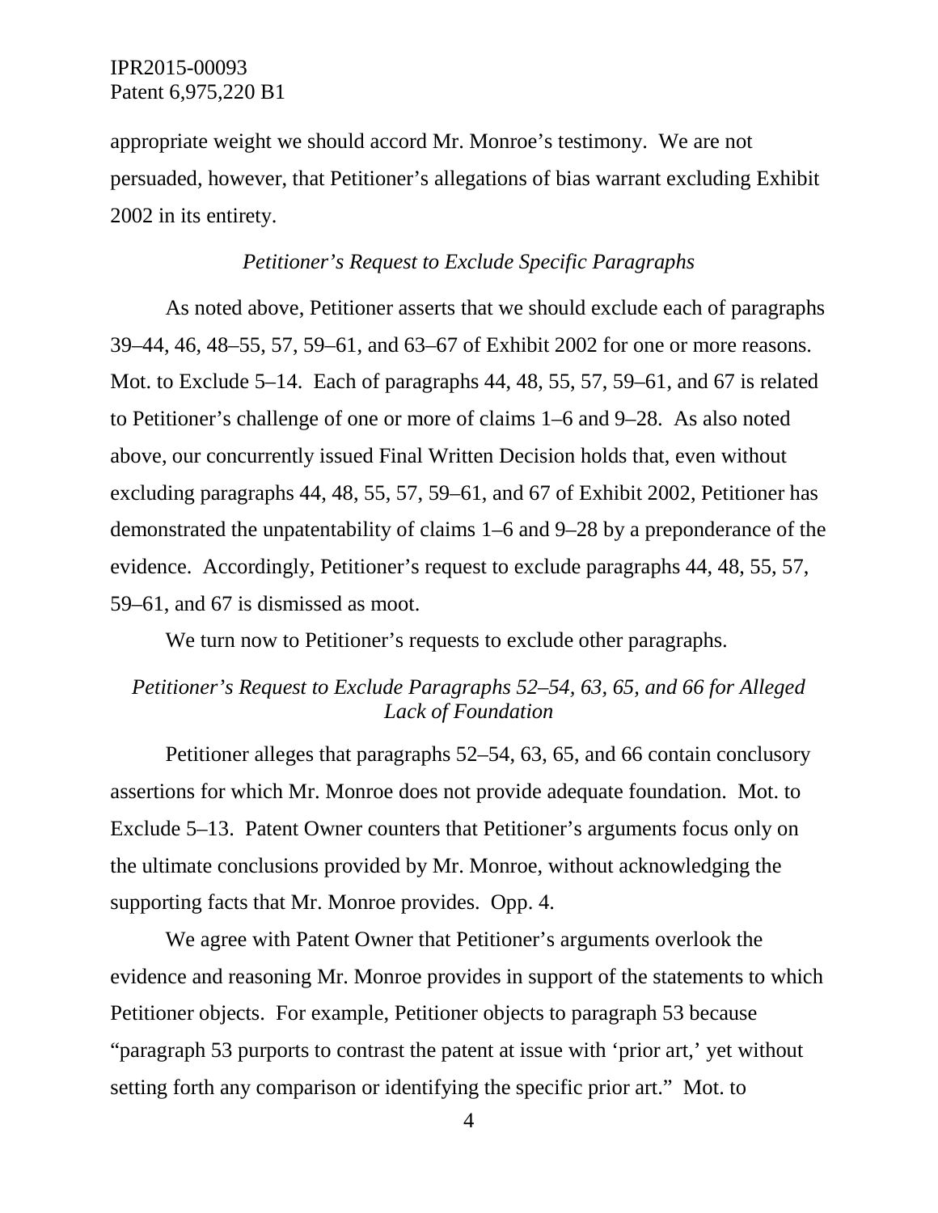appropriate weight we should accord Mr. Monroe's testimony. We are not persuaded, however, that Petitioner's allegations of bias warrant excluding Exhibit 2002 in its entirety.

*Petitioner's Request to Exclude Specific Paragraphs*

As noted above, Petitioner asserts that we should exclude each of paragraphs 39–44, 46, 48–55, 57, 59–61, and 63–67 of Exhibit 2002 for one or more reasons. Mot. to Exclude 5–14. Each of paragraphs 44, 48, 55, 57, 59–61, and 67 is related to Petitioner's challenge of one or more of claims 1–6 and 9–28. As also noted above, our concurrently issued Final Written Decision holds that, even without excluding paragraphs 44, 48, 55, 57, 59–61, and 67 of Exhibit 2002, Petitioner has demonstrated the unpatentability of claims 1–6 and 9–28 by a preponderance of the evidence. Accordingly, Petitioner's request to exclude paragraphs 44, 48, 55, 57, 59–61, and 67 is dismissed as moot.

We turn now to Petitioner's requests to exclude other paragraphs.

*Petitioner's Request to Exclude Paragraphs 52–54, 63, 65, and 66 for Alleged Lack of Foundation*

Petitioner alleges that paragraphs 52–54, 63, 65, and 66 contain conclusory assertions for which Mr. Monroe does not provide adequate foundation. Mot. to Exclude 5–13. Patent Owner counters that Petitioner's arguments focus only on the ultimate conclusions provided by Mr. Monroe, without acknowledging the supporting facts that Mr. Monroe provides. Opp. 4.

We agree with Patent Owner that Petitioner's arguments overlook the evidence and reasoning Mr. Monroe provides in support of the statements to which Petitioner objects. For example, Petitioner objects to paragraph 53 because "paragraph 53 purports to contrast the patent at issue with 'prior art,' yet without setting forth any comparison or identifying the specific prior art." Mot. to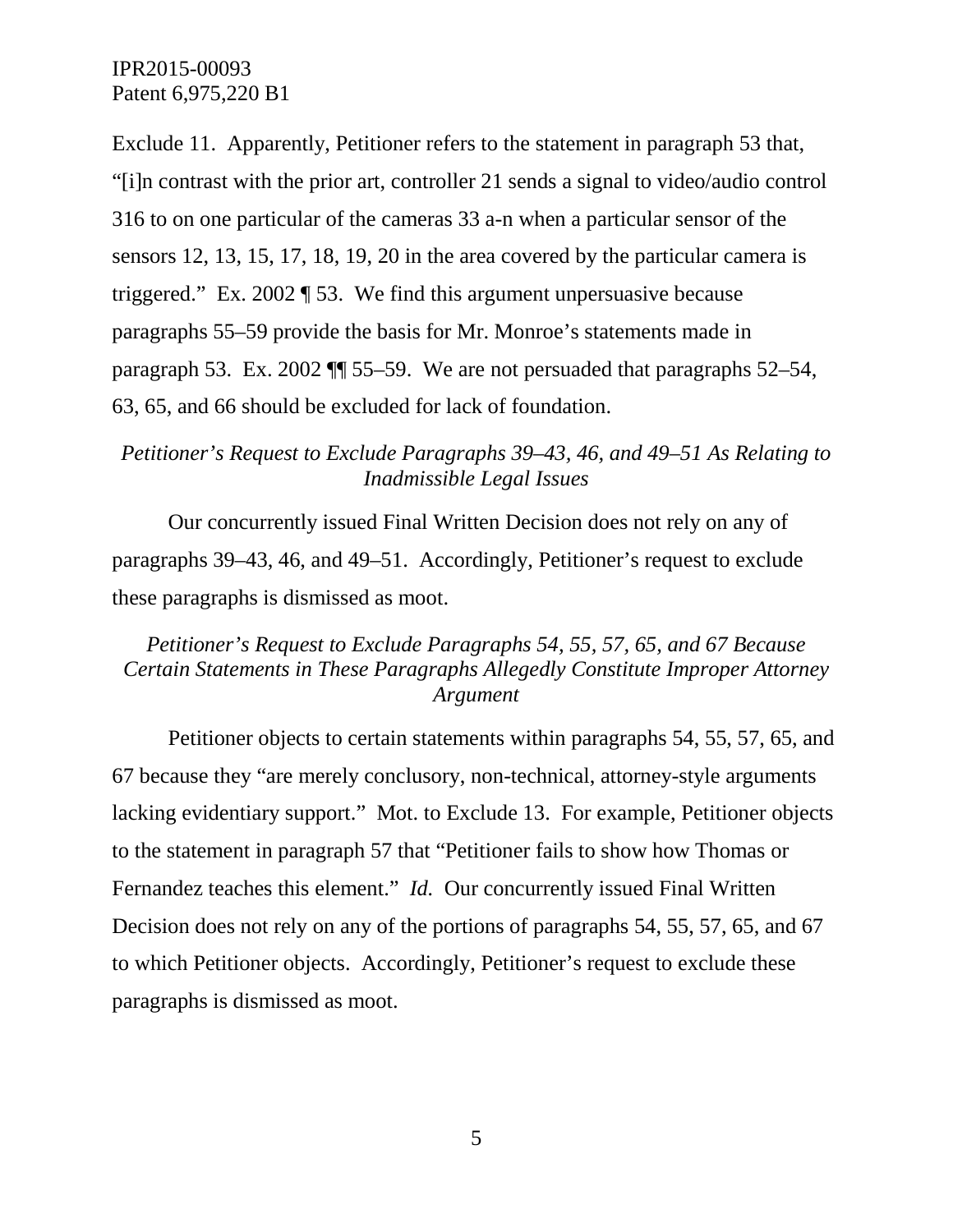Exclude 11. Apparently, Petitioner refers to the statement in paragraph 53 that, "[i]n contrast with the prior art, controller 21 sends a signal to video/audio control 316 to on one particular of the cameras 33 a-n when a particular sensor of the sensors 12, 13, 15, 17, 18, 19, 20 in the area covered by the particular camera is triggered." Ex. 2002 ¶ 53. We find this argument unpersuasive because paragraphs 55–59 provide the basis for Mr. Monroe's statements made in paragraph 53. Ex. 2002 ¶¶ 55–59. We are not persuaded that paragraphs 52–54, 63, 65, and 66 should be excluded for lack of foundation.

*Petitioner's Request to Exclude Paragraphs 39–43, 46, and 49–51 As Relating to Inadmissible Legal Issues*

Our concurrently issued Final Written Decision does not rely on any of paragraphs 39–43, 46, and 49–51. Accordingly, Petitioner's request to exclude these paragraphs is dismissed as moot.

*Petitioner's Request to Exclude Paragraphs 54, 55, 57, 65, and 67 Because Certain Statements in These Paragraphs Allegedly Constitute Improper Attorney Argument*

Petitioner objects to certain statements within paragraphs 54, 55, 57, 65, and 67 because they "are merely conclusory, non-technical, attorney-style arguments lacking evidentiary support." Mot. to Exclude 13. For example, Petitioner objects to the statement in paragraph 57 that "Petitioner fails to show how Thomas or Fernandez teaches this element." *Id.* Our concurrently issued Final Written Decision does not rely on any of the portions of paragraphs 54, 55, 57, 65, and 67 to which Petitioner objects. Accordingly, Petitioner's request to exclude these paragraphs is dismissed as moot.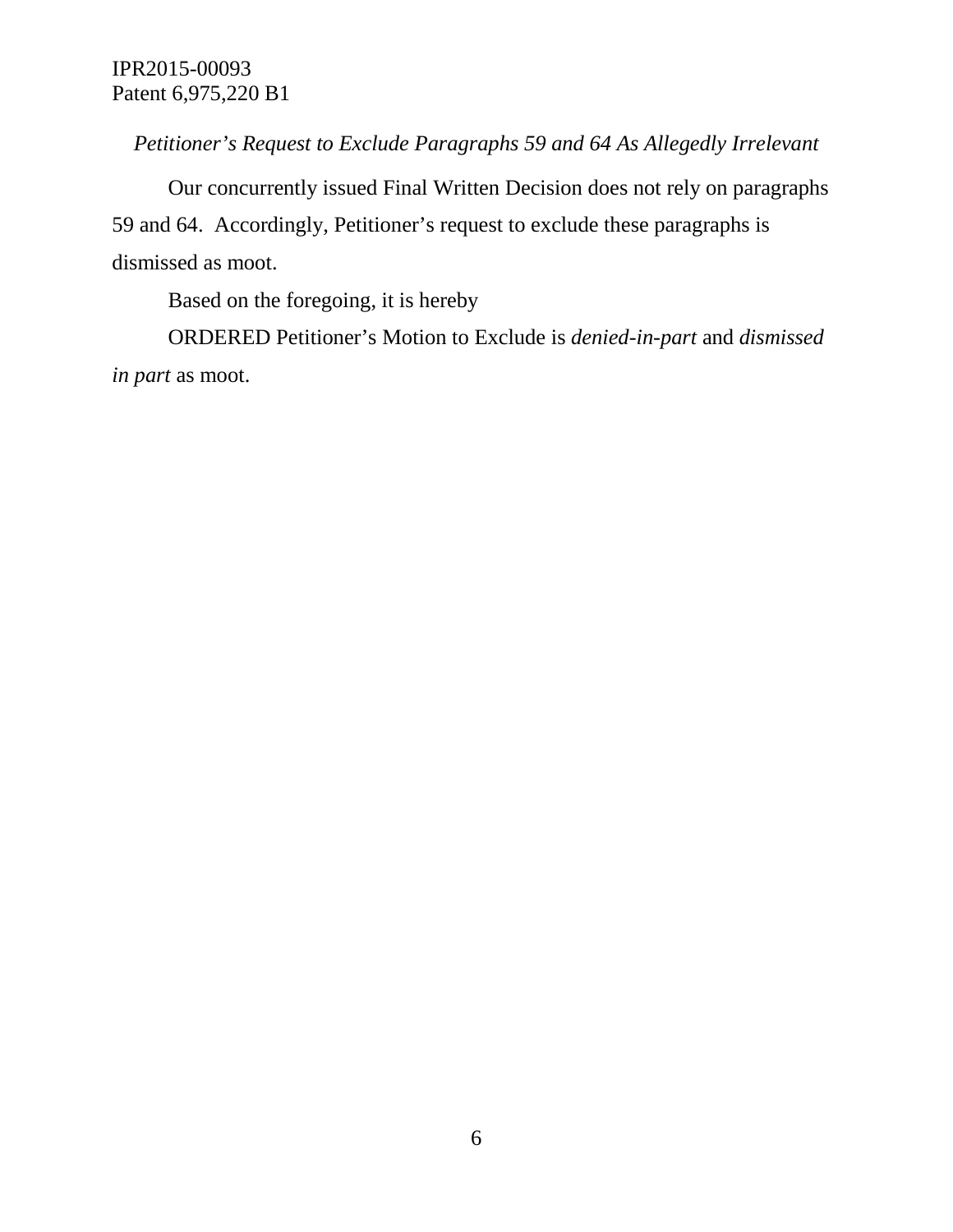*Petitioner's Request to Exclude Paragraphs 59 and 64 As Allegedly Irrelevant*

Our concurrently issued Final Written Decision does not rely on paragraphs 59 and 64. Accordingly, Petitioner's request to exclude these paragraphs is dismissed as moot.

Based on the foregoing, it is hereby

ORDERED Petitioner's Motion to Exclude is *denied-in-part* and *dismissed in part* as moot.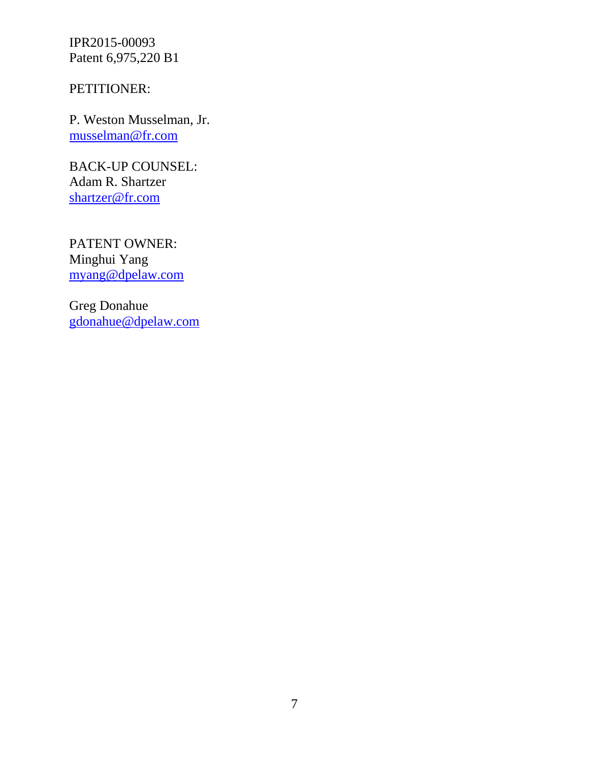IPR2015-00093
Patent 6,975,220 B1

PETITIONER:

P. Weston Musselman, Jr.
musselman@fr.com

BACK-UP COUNSEL:
Adam R. Shartzer
shartzer@fr.com

PATENT OWNER:
Minghui Yang
myang@dpelaw.com

Greg Donahue
gdonahue@dpelaw.com